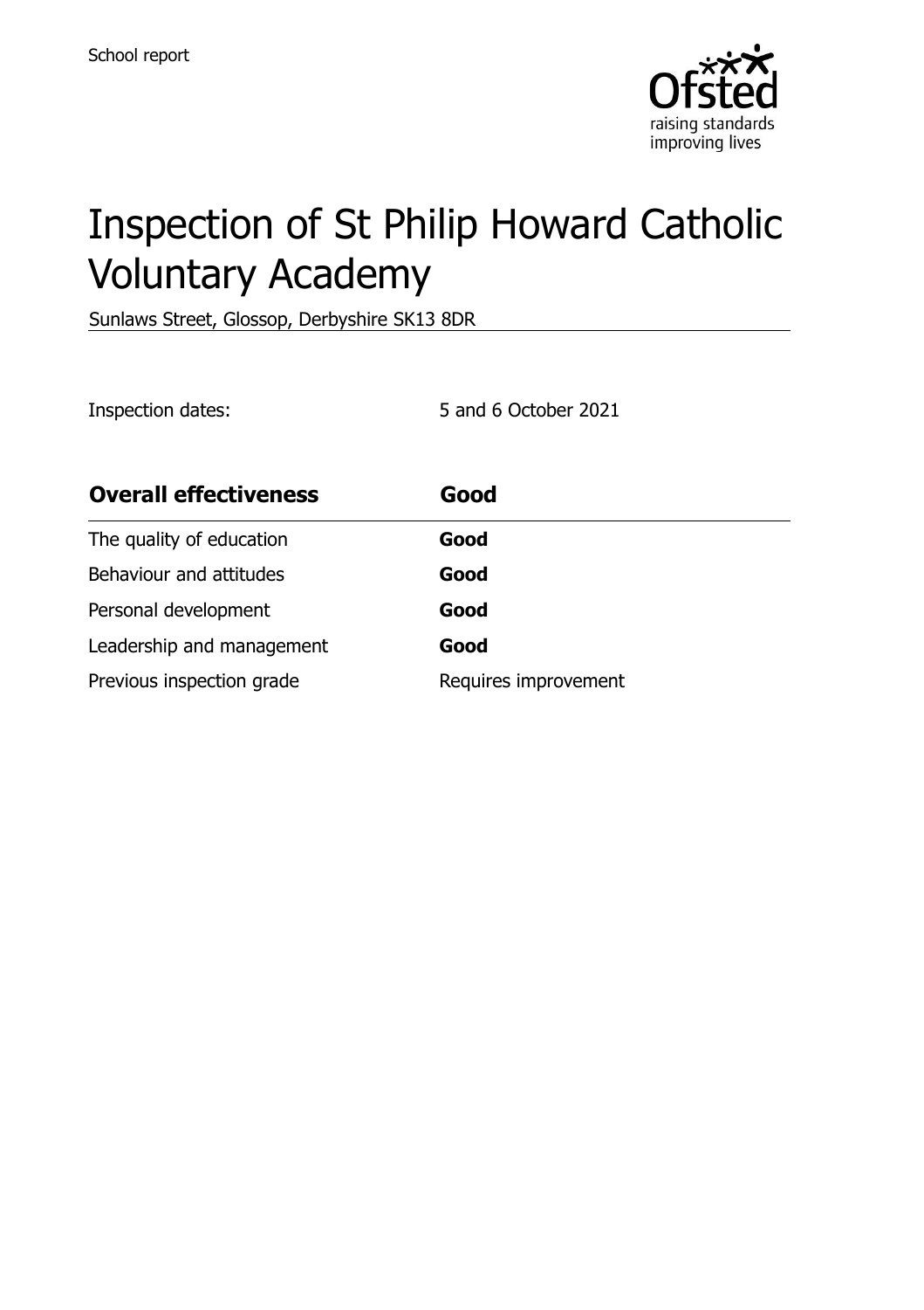School report

# Inspection of St Philip Howard Catholic Voluntary Academy

Sunlaws Street, Glossop, Derbyshire SK13 8DR

Inspection dates: 5 and 6 October 2021

| **Overall effectiveness** | **Good** |
| --- | --- |
| The quality of education | **Good** |
| Behaviour and attitudes | **Good** |
| Personal development | **Good** |
| Leadership and management | **Good** |
| Previous inspection grade | Requires improvement |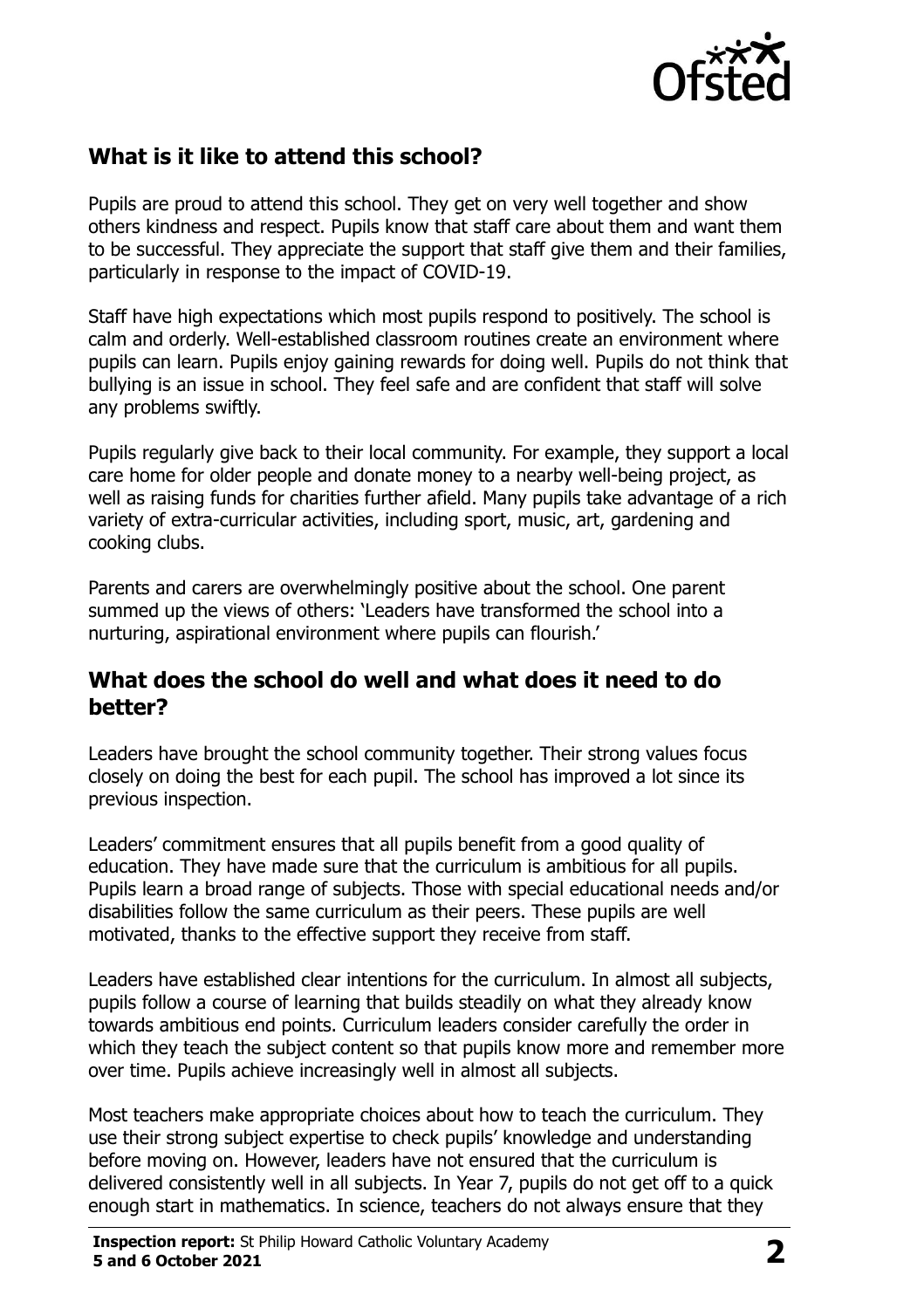## What is it like to attend this school?

Pupils are proud to attend this school. They get on very well together and show others kindness and respect. Pupils know that staff care about them and want them to be successful. They appreciate the support that staff give them and their families, particularly in response to the impact of COVID-19.

Staff have high expectations which most pupils respond to positively. The school is calm and orderly. Well-established classroom routines create an environment where pupils can learn. Pupils enjoy gaining rewards for doing well. Pupils do not think that bullying is an issue in school. They feel safe and are confident that staff will solve any problems swiftly.

Pupils regularly give back to their local community. For example, they support a local care home for older people and donate money to a nearby well-being project, as well as raising funds for charities further afield. Many pupils take advantage of a rich variety of extra-curricular activities, including sport, music, art, gardening and cooking clubs.

Parents and carers are overwhelmingly positive about the school. One parent summed up the views of others: 'Leaders have transformed the school into a nurturing, aspirational environment where pupils can flourish.'

## What does the school do well and what does it need to do better?

Leaders have brought the school community together. Their strong values focus closely on doing the best for each pupil. The school has improved a lot since its previous inspection.

Leaders' commitment ensures that all pupils benefit from a good quality of education. They have made sure that the curriculum is ambitious for all pupils. Pupils learn a broad range of subjects. Those with special educational needs and/or disabilities follow the same curriculum as their peers. These pupils are well motivated, thanks to the effective support they receive from staff.

Leaders have established clear intentions for the curriculum. In almost all subjects, pupils follow a course of learning that builds steadily on what they already know towards ambitious end points. Curriculum leaders consider carefully the order in which they teach the subject content so that pupils know more and remember more over time. Pupils achieve increasingly well in almost all subjects.

Most teachers make appropriate choices about how to teach the curriculum. They use their strong subject expertise to check pupils' knowledge and understanding before moving on. However, leaders have not ensured that the curriculum is delivered consistently well in all subjects. In Year 7, pupils do not get off to a quick enough start in mathematics. In science, teachers do not always ensure that they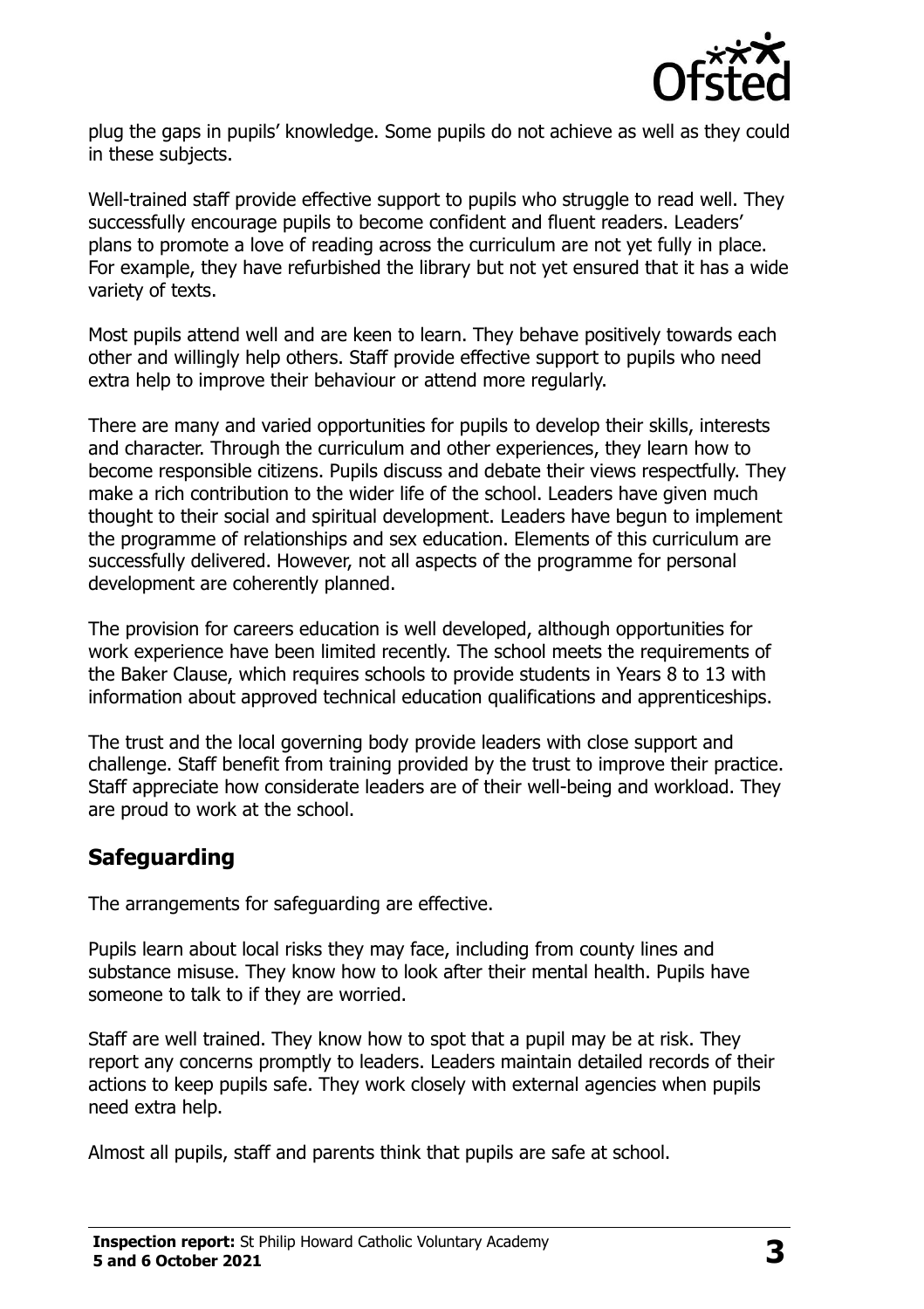plug the gaps in pupils' knowledge. Some pupils do not achieve as well as they could in these subjects.

Well-trained staff provide effective support to pupils who struggle to read well. They successfully encourage pupils to become confident and fluent readers. Leaders' plans to promote a love of reading across the curriculum are not yet fully in place. For example, they have refurbished the library but not yet ensured that it has a wide variety of texts.

Most pupils attend well and are keen to learn. They behave positively towards each other and willingly help others. Staff provide effective support to pupils who need extra help to improve their behaviour or attend more regularly.

There are many and varied opportunities for pupils to develop their skills, interests and character. Through the curriculum and other experiences, they learn how to become responsible citizens. Pupils discuss and debate their views respectfully. They make a rich contribution to the wider life of the school. Leaders have given much thought to their social and spiritual development. Leaders have begun to implement the programme of relationships and sex education. Elements of this curriculum are successfully delivered. However, not all aspects of the programme for personal development are coherently planned.

The provision for careers education is well developed, although opportunities for work experience have been limited recently. The school meets the requirements of the Baker Clause, which requires schools to provide students in Years 8 to 13 with information about approved technical education qualifications and apprenticeships.

The trust and the local governing body provide leaders with close support and challenge. Staff benefit from training provided by the trust to improve their practice. Staff appreciate how considerate leaders are of their well-being and workload. They are proud to work at the school.

## Safeguarding

The arrangements for safeguarding are effective.

Pupils learn about local risks they may face, including from county lines and substance misuse. They know how to look after their mental health. Pupils have someone to talk to if they are worried.

Staff are well trained. They know how to spot that a pupil may be at risk. They report any concerns promptly to leaders. Leaders maintain detailed records of their actions to keep pupils safe. They work closely with external agencies when pupils need extra help.

Almost all pupils, staff and parents think that pupils are safe at school.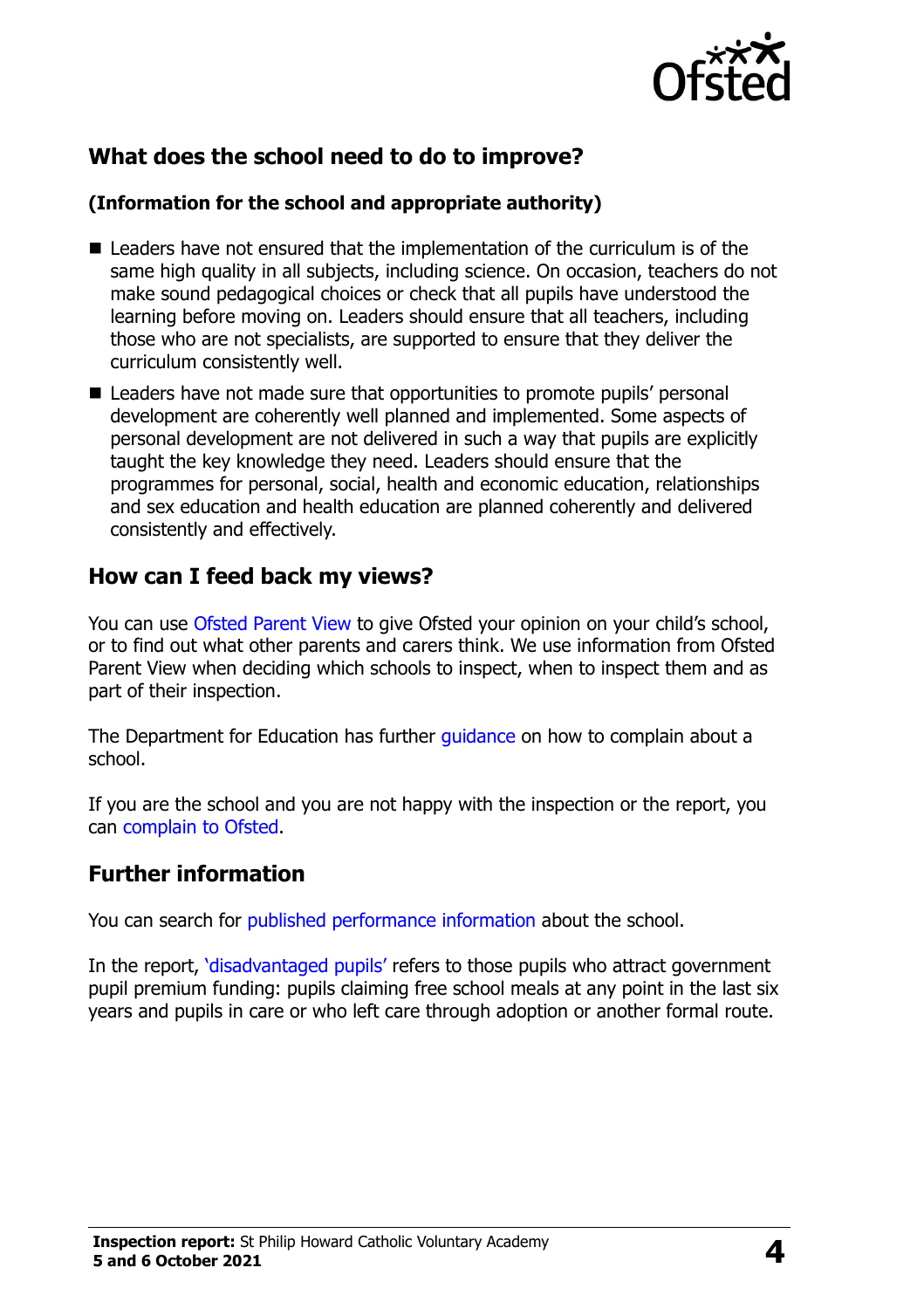## What does the school need to do to improve?

**(Information for the school and appropriate authority)**

- Leaders have not ensured that the implementation of the curriculum is of the same high quality in all subjects, including science. On occasion, teachers do not make sound pedagogical choices or check that all pupils have understood the learning before moving on. Leaders should ensure that all teachers, including those who are not specialists, are supported to ensure that they deliver the curriculum consistently well.
- Leaders have not made sure that opportunities to promote pupils' personal development are coherently well planned and implemented. Some aspects of personal development are not delivered in such a way that pupils are explicitly taught the key knowledge they need. Leaders should ensure that the programmes for personal, social, health and economic education, relationships and sex education and health education are planned coherently and delivered consistently and effectively.

## How can I feed back my views?

You can use Ofsted Parent View to give Ofsted your opinion on your child's school, or to find out what other parents and carers think. We use information from Ofsted Parent View when deciding which schools to inspect, when to inspect them and as part of their inspection.

The Department for Education has further guidance on how to complain about a school.

If you are the school and you are not happy with the inspection or the report, you can complain to Ofsted.

## Further information

You can search for published performance information about the school.

In the report, 'disadvantaged pupils' refers to those pupils who attract government pupil premium funding: pupils claiming free school meals at any point in the last six years and pupils in care or who left care through adoption or another formal route.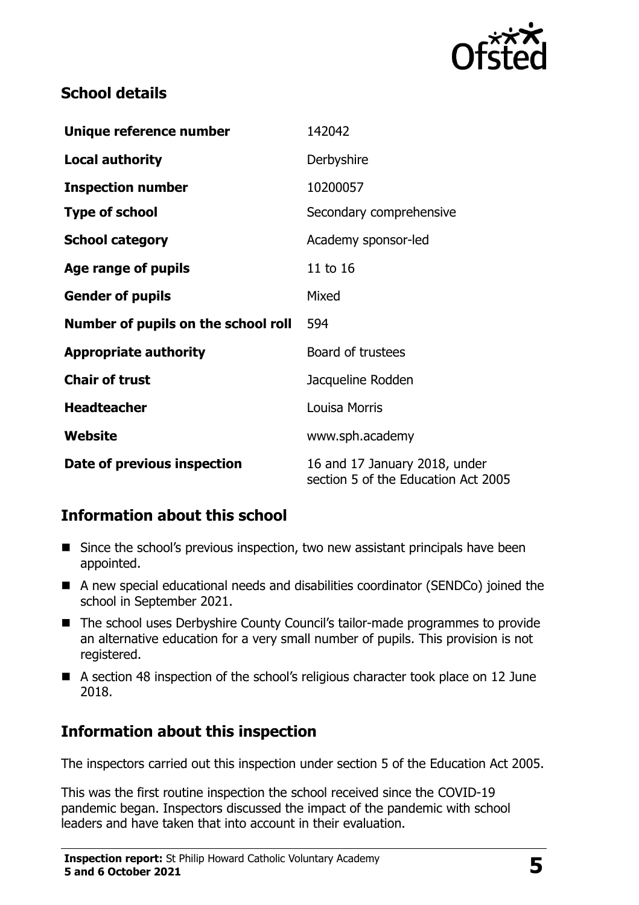## School details

| Unique reference number | 142042 |
| --- | --- |
| **Local authority** | Derbyshire |
| **Inspection number** | 10200057 |
| **Type of school** | Secondary comprehensive |
| **School category** | Academy sponsor-led |
| **Age range of pupils** | 11 to 16 |
| **Gender of pupils** | Mixed |
| **Number of pupils on the school roll** | 594 |
| **Appropriate authority** | Board of trustees |
| **Chair of trust** | Jacqueline Rodden |
| **Headteacher** | Louisa Morris |
| **Website** | www.sph.academy |
| **Date of previous inspection** | 16 and 17 January 2018, under section 5 of the Education Act 2005 |

## Information about this school

- Since the school's previous inspection, two new assistant principals have been appointed.
- A new special educational needs and disabilities coordinator (SENDCo) joined the school in September 2021.
- The school uses Derbyshire County Council's tailor-made programmes to provide an alternative education for a very small number of pupils. This provision is not registered.
- A section 48 inspection of the school's religious character took place on 12 June 2018.

## Information about this inspection

The inspectors carried out this inspection under section 5 of the Education Act 2005.

This was the first routine inspection the school received since the COVID-19 pandemic began. Inspectors discussed the impact of the pandemic with school leaders and have taken that into account in their evaluation.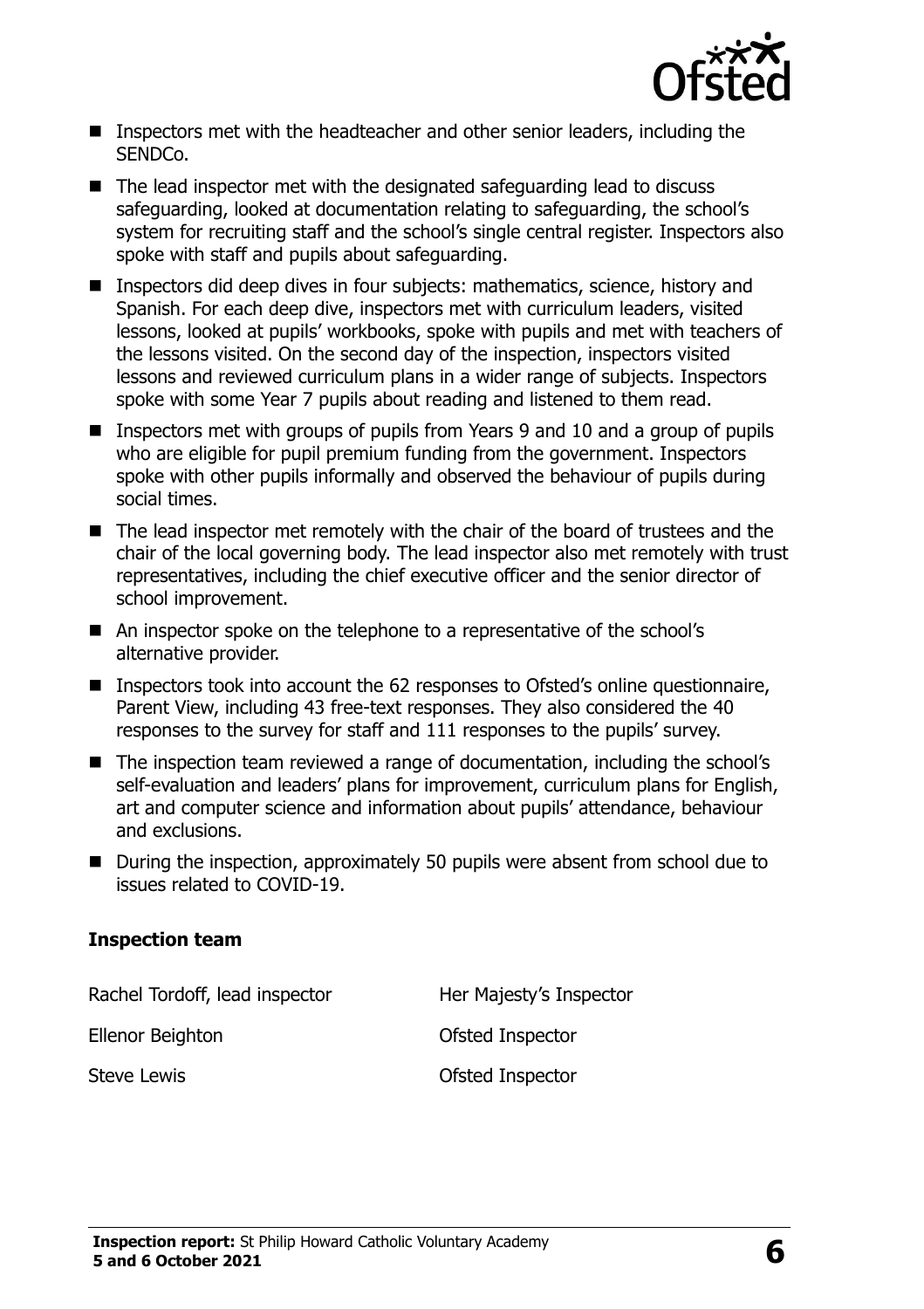- Inspectors met with the headteacher and other senior leaders, including the SENDCo.
- The lead inspector met with the designated safeguarding lead to discuss safeguarding, looked at documentation relating to safeguarding, the school's system for recruiting staff and the school's single central register. Inspectors also spoke with staff and pupils about safeguarding.
- Inspectors did deep dives in four subjects: mathematics, science, history and Spanish. For each deep dive, inspectors met with curriculum leaders, visited lessons, looked at pupils' workbooks, spoke with pupils and met with teachers of the lessons visited. On the second day of the inspection, inspectors visited lessons and reviewed curriculum plans in a wider range of subjects. Inspectors spoke with some Year 7 pupils about reading and listened to them read.
- Inspectors met with groups of pupils from Years 9 and 10 and a group of pupils who are eligible for pupil premium funding from the government. Inspectors spoke with other pupils informally and observed the behaviour of pupils during social times.
- The lead inspector met remotely with the chair of the board of trustees and the chair of the local governing body. The lead inspector also met remotely with trust representatives, including the chief executive officer and the senior director of school improvement.
- An inspector spoke on the telephone to a representative of the school's alternative provider.
- Inspectors took into account the 62 responses to Ofsted's online questionnaire, Parent View, including 43 free-text responses. They also considered the 40 responses to the survey for staff and 111 responses to the pupils' survey.
- The inspection team reviewed a range of documentation, including the school's self-evaluation and leaders' plans for improvement, curriculum plans for English, art and computer science and information about pupils' attendance, behaviour and exclusions.
- During the inspection, approximately 50 pupils were absent from school due to issues related to COVID-19.

### Inspection team

| | |
|---|---|
| Rachel Tordoff, lead inspector | Her Majesty's Inspector |
| Ellenor Beighton | Ofsted Inspector |
| Steve Lewis | Ofsted Inspector |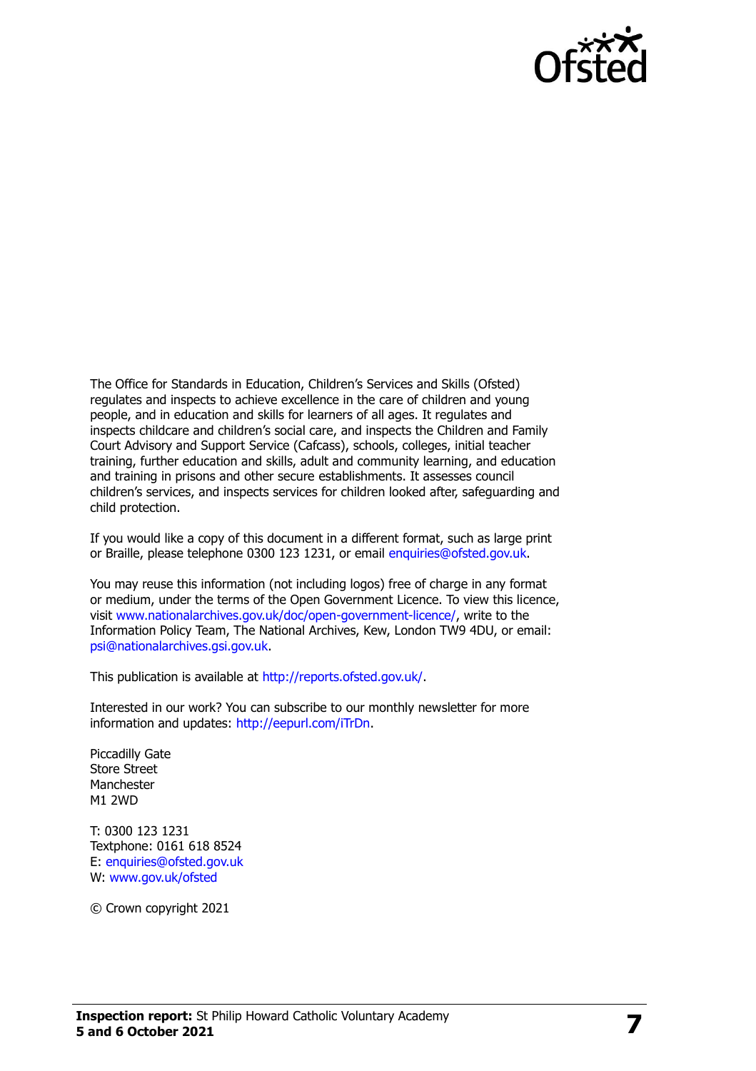The Office for Standards in Education, Children's Services and Skills (Ofsted) regulates and inspects to achieve excellence in the care of children and young people, and in education and skills for learners of all ages. It regulates and inspects childcare and children's social care, and inspects the Children and Family Court Advisory and Support Service (Cafcass), schools, colleges, initial teacher training, further education and skills, adult and community learning, and education and training in prisons and other secure establishments. It assesses council children's services, and inspects services for children looked after, safeguarding and child protection.

If you would like a copy of this document in a different format, such as large print or Braille, please telephone 0300 123 1231, or email enquiries@ofsted.gov.uk.

You may reuse this information (not including logos) free of charge in any format or medium, under the terms of the Open Government Licence. To view this licence, visit www.nationalarchives.gov.uk/doc/open-government-licence/, write to the Information Policy Team, The National Archives, Kew, London TW9 4DU, or email: psi@nationalarchives.gsi.gov.uk.

This publication is available at http://reports.ofsted.gov.uk/.

Interested in our work? You can subscribe to our monthly newsletter for more information and updates: http://eepurl.com/iTrDn.

Piccadilly Gate
Store Street
Manchester
M1 2WD

T: 0300 123 1231
Textphone: 0161 618 8524
E: enquiries@ofsted.gov.uk
W: www.gov.uk/ofsted

© Crown copyright 2021